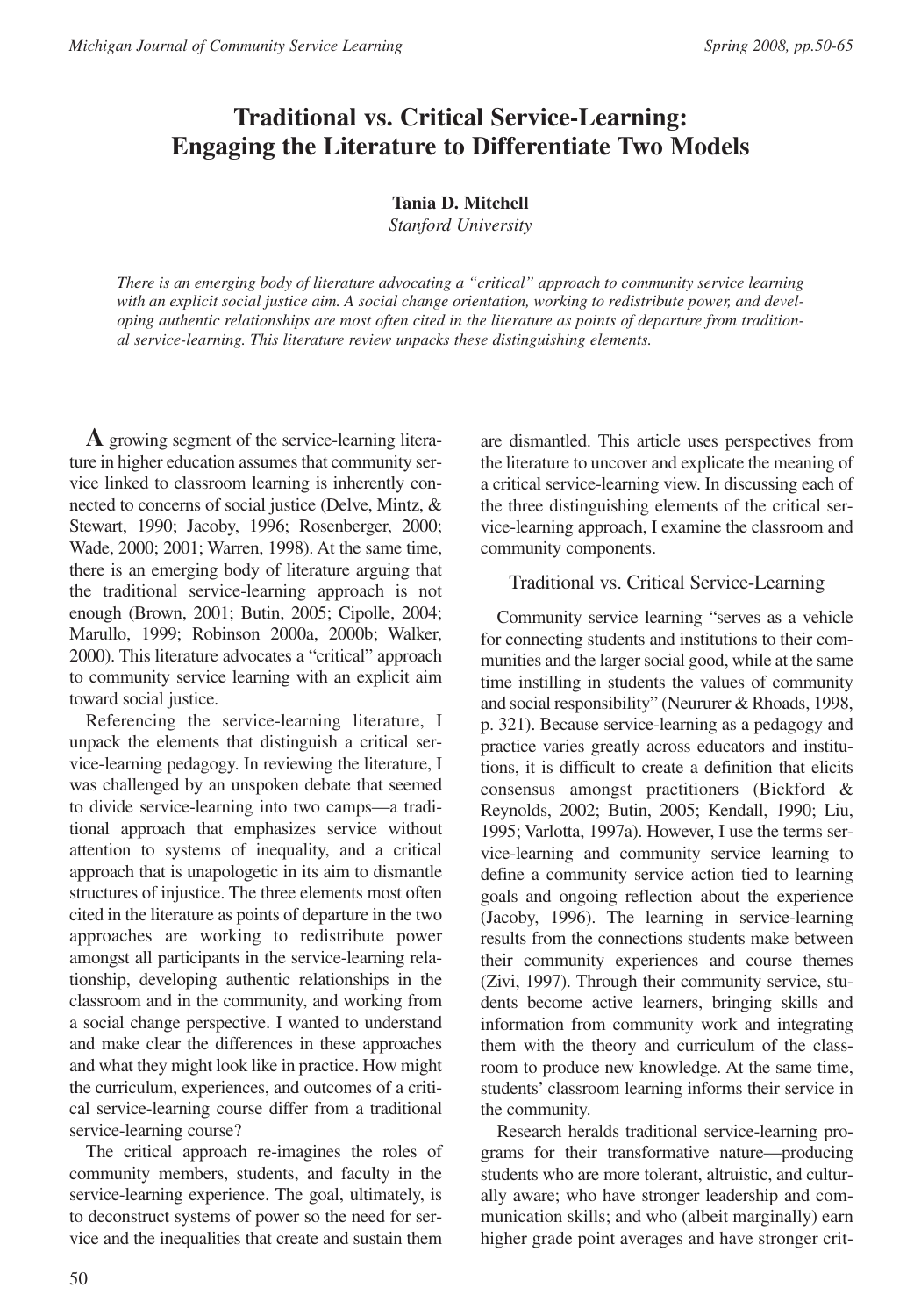# Traditional vs. Critical Service-Learning: Engaging the Literature to Differentiate Two Models

**Tania D. Mitchell**
*Stanford University*

*There is an emerging body of literature advocating a "critical" approach to community service learning with an explicit social justice aim. A social change orientation, working to redistribute power, and developing authentic relationships are most often cited in the literature as points of departure from traditional service-learning. This literature review unpacks these distinguishing elements.*

**A** growing segment of the service-learning literature in higher education assumes that community service linked to classroom learning is inherently connected to concerns of social justice (Delve, Mintz, & Stewart, 1990; Jacoby, 1996; Rosenberger, 2000; Wade, 2000; 2001; Warren, 1998). At the same time, there is an emerging body of literature arguing that the traditional service-learning approach is not enough (Brown, 2001; Butin, 2005; Cipolle, 2004; Marullo, 1999; Robinson 2000a, 2000b; Walker, 2000). This literature advocates a "critical" approach to community service learning with an explicit aim toward social justice.

Referencing the service-learning literature, I unpack the elements that distinguish a critical service-learning pedagogy. In reviewing the literature, I was challenged by an unspoken debate that seemed to divide service-learning into two camps—a traditional approach that emphasizes service without attention to systems of inequality, and a critical approach that is unapologetic in its aim to dismantle structures of injustice. The three elements most often cited in the literature as points of departure in the two approaches are working to redistribute power amongst all participants in the service-learning relationship, developing authentic relationships in the classroom and in the community, and working from a social change perspective. I wanted to understand and make clear the differences in these approaches and what they might look like in practice. How might the curriculum, experiences, and outcomes of a critical service-learning course differ from a traditional service-learning course?

The critical approach re-imagines the roles of community members, students, and faculty in the service-learning experience. The goal, ultimately, is to deconstruct systems of power so the need for service and the inequalities that create and sustain them are dismantled. This article uses perspectives from the literature to uncover and explicate the meaning of a critical service-learning view. In discussing each of the three distinguishing elements of the critical service-learning approach, I examine the classroom and community components.

## Traditional vs. Critical Service-Learning

Community service learning "serves as a vehicle for connecting students and institutions to their communities and the larger social good, while at the same time instilling in students the values of community and social responsibility" (Neururer & Rhoads, 1998, p. 321). Because service-learning as a pedagogy and practice varies greatly across educators and institutions, it is difficult to create a definition that elicits consensus amongst practitioners (Bickford & Reynolds, 2002; Butin, 2005; Kendall, 1990; Liu, 1995; Varlotta, 1997a). However, I use the terms service-learning and community service learning to define a community service action tied to learning goals and ongoing reflection about the experience (Jacoby, 1996). The learning in service-learning results from the connections students make between their community experiences and course themes (Zivi, 1997). Through their community service, students become active learners, bringing skills and information from community work and integrating them with the theory and curriculum of the classroom to produce new knowledge. At the same time, students' classroom learning informs their service in the community.

Research heralds traditional service-learning programs for their transformative nature—producing students who are more tolerant, altruistic, and culturally aware; who have stronger leadership and communication skills; and who (albeit marginally) earn higher grade point averages and have stronger crit-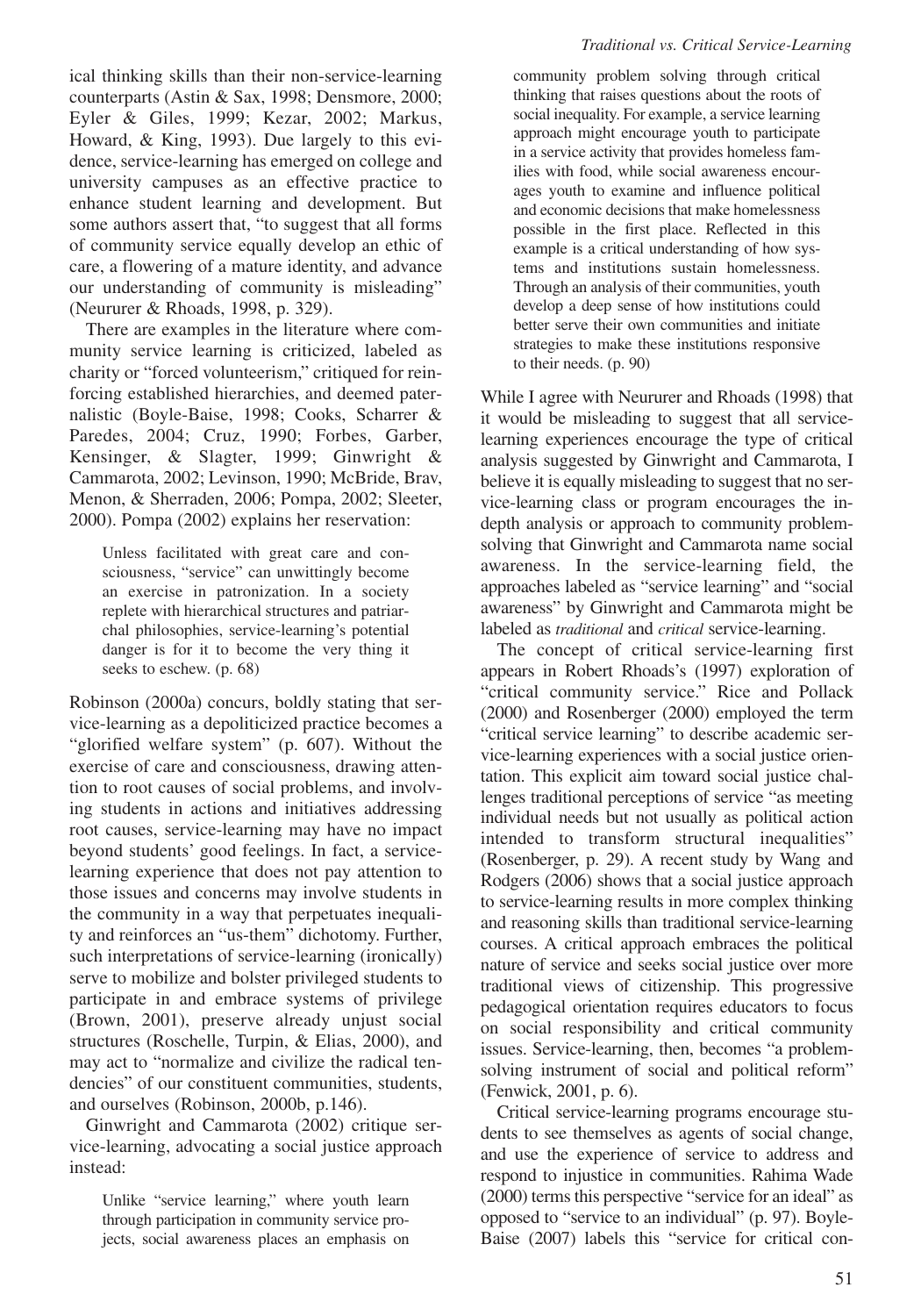ical thinking skills than their non-service-learning counterparts (Astin & Sax, 1998; Densmore, 2000; Eyler & Giles, 1999; Kezar, 2002; Markus, Howard, & King, 1993). Due largely to this evidence, service-learning has emerged on college and university campuses as an effective practice to enhance student learning and development. But some authors assert that, "to suggest that all forms of community service equally develop an ethic of care, a flowering of a mature identity, and advance our understanding of community is misleading" (Neururer & Rhoads, 1998, p. 329).

There are examples in the literature where community service learning is criticized, labeled as charity or "forced volunteerism," critiqued for reinforcing established hierarchies, and deemed paternalistic (Boyle-Baise, 1998; Cooks, Scharrer & Paredes, 2004; Cruz, 1990; Forbes, Garber, Kensinger, & Slagter, 1999; Ginwright & Cammarota, 2002; Levinson, 1990; McBride, Brav, Menon, & Sherraden, 2006; Pompa, 2002; Sleeter, 2000). Pompa (2002) explains her reservation:

> Unless facilitated with great care and consciousness, "service" can unwittingly become an exercise in patronization. In a society replete with hierarchical structures and patriarchal philosophies, service-learning's potential danger is for it to become the very thing it seeks to eschew. (p. 68)

Robinson (2000a) concurs, boldly stating that service-learning as a depoliticized practice becomes a "glorified welfare system" (p. 607). Without the exercise of care and consciousness, drawing attention to root causes of social problems, and involving students in actions and initiatives addressing root causes, service-learning may have no impact beyond students' good feelings. In fact, a service-learning experience that does not pay attention to those issues and concerns may involve students in the community in a way that perpetuates inequality and reinforces an "us-them" dichotomy. Further, such interpretations of service-learning (ironically) serve to mobilize and bolster privileged students to participate in and embrace systems of privilege (Brown, 2001), preserve already unjust social structures (Roschelle, Turpin, & Elias, 2000), and may act to "normalize and civilize the radical tendencies" of our constituent communities, students, and ourselves (Robinson, 2000b, p.146).

Ginwright and Cammarota (2002) critique service-learning, advocating a social justice approach instead:

> Unlike "service learning," where youth learn through participation in community service projects, social awareness places an emphasis on community problem solving through critical thinking that raises questions about the roots of social inequality. For example, a service learning approach might encourage youth to participate in a service activity that provides homeless families with food, while social awareness encourages youth to examine and influence political and economic decisions that make homelessness possible in the first place. Reflected in this example is a critical understanding of how systems and institutions sustain homelessness. Through an analysis of their communities, youth develop a deep sense of how institutions could better serve their own communities and initiate strategies to make these institutions responsive to their needs. (p. 90)

While I agree with Neururer and Rhoads (1998) that it would be misleading to suggest that all service-learning experiences encourage the type of critical analysis suggested by Ginwright and Cammarota, I believe it is equally misleading to suggest that no service-learning class or program encourages the in-depth analysis or approach to community problem-solving that Ginwright and Cammarota name social awareness. In the service-learning field, the approaches labeled as "service learning" and "social awareness" by Ginwright and Cammarota might be labeled as *traditional* and *critical* service-learning.

The concept of critical service-learning first appears in Robert Rhoads's (1997) exploration of "critical community service." Rice and Pollack (2000) and Rosenberger (2000) employed the term "critical service learning" to describe academic service-learning experiences with a social justice orientation. This explicit aim toward social justice challenges traditional perceptions of service "as meeting individual needs but not usually as political action intended to transform structural inequalities" (Rosenberger, p. 29). A recent study by Wang and Rodgers (2006) shows that a social justice approach to service-learning results in more complex thinking and reasoning skills than traditional service-learning courses. A critical approach embraces the political nature of service and seeks social justice over more traditional views of citizenship. This progressive pedagogical orientation requires educators to focus on social responsibility and critical community issues. Service-learning, then, becomes "a problem-solving instrument of social and political reform" (Fenwick, 2001, p. 6).

Critical service-learning programs encourage students to see themselves as agents of social change, and use the experience of service to address and respond to injustice in communities. Rahima Wade (2000) terms this perspective "service for an ideal" as opposed to "service to an individual" (p. 97). Boyle-Baise (2007) labels this "service for critical con-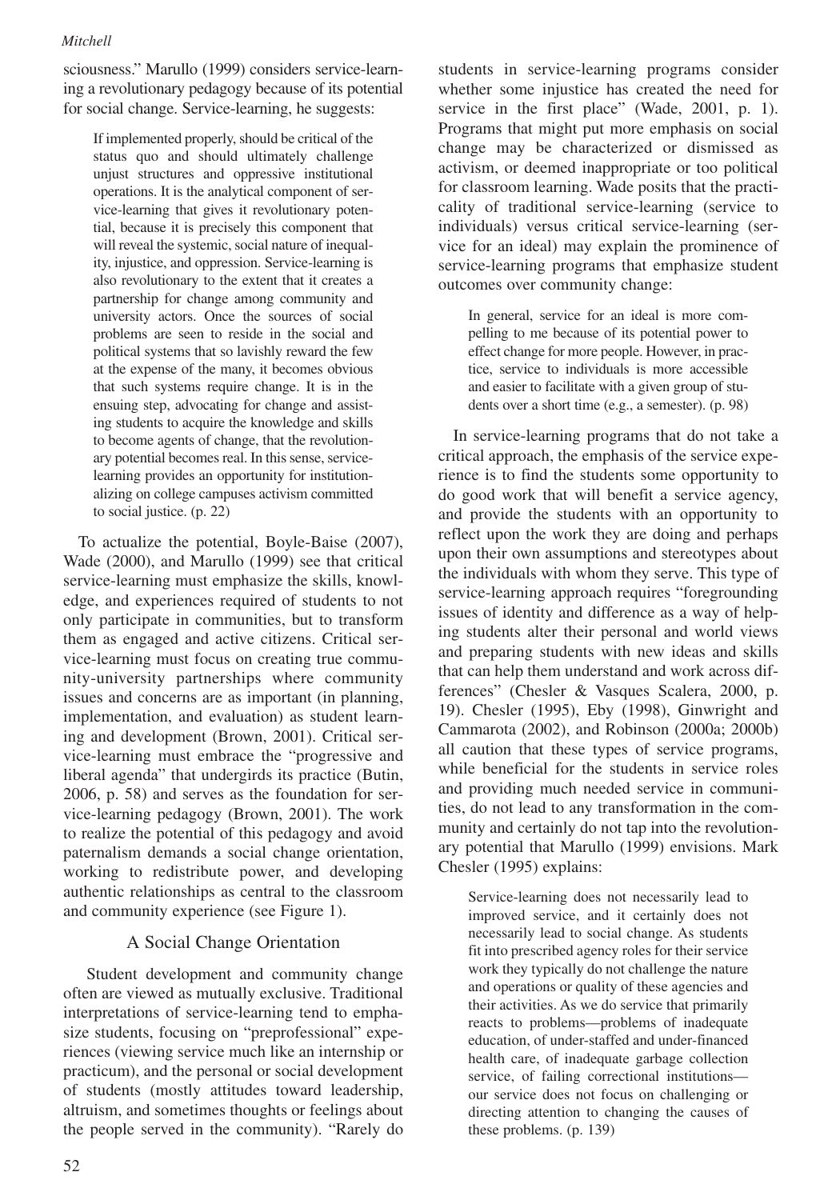sciousness." Marullo (1999) considers service-learning a revolutionary pedagogy because of its potential for social change. Service-learning, he suggests:

> If implemented properly, should be critical of the status quo and should ultimately challenge unjust structures and oppressive institutional operations. It is the analytical component of service-learning that gives it revolutionary potential, because it is precisely this component that will reveal the systemic, social nature of inequality, injustice, and oppression. Service-learning is also revolutionary to the extent that it creates a partnership for change among community and university actors. Once the sources of social problems are seen to reside in the social and political systems that so lavishly reward the few at the expense of the many, it becomes obvious that such systems require change. It is in the ensuing step, advocating for change and assisting students to acquire the knowledge and skills to become agents of change, that the revolutionary potential becomes real. In this sense, service-learning provides an opportunity for institutionalizing on college campuses activism committed to social justice. (p. 22)

To actualize the potential, Boyle-Baise (2007), Wade (2000), and Marullo (1999) see that critical service-learning must emphasize the skills, knowledge, and experiences required of students to not only participate in communities, but to transform them as engaged and active citizens. Critical service-learning must focus on creating true community-university partnerships where community issues and concerns are as important (in planning, implementation, and evaluation) as student learning and development (Brown, 2001). Critical service-learning must embrace the "progressive and liberal agenda" that undergirds its practice (Butin, 2006, p. 58) and serves as the foundation for service-learning pedagogy (Brown, 2001). The work to realize the potential of this pedagogy and avoid paternalism demands a social change orientation, working to redistribute power, and developing authentic relationships as central to the classroom and community experience (see Figure 1).

## A Social Change Orientation

Student development and community change often are viewed as mutually exclusive. Traditional interpretations of service-learning tend to emphasize students, focusing on "preprofessional" experiences (viewing service much like an internship or practicum), and the personal or social development of students (mostly attitudes toward leadership, altruism, and sometimes thoughts or feelings about the people served in the community). "Rarely do students in service-learning programs consider whether some injustice has created the need for service in the first place" (Wade, 2001, p. 1). Programs that might put more emphasis on social change may be characterized or dismissed as activism, or deemed inappropriate or too political for classroom learning. Wade posits that the practicality of traditional service-learning (service to individuals) versus critical service-learning (service for an ideal) may explain the prominence of service-learning programs that emphasize student outcomes over community change:

> In general, service for an ideal is more compelling to me because of its potential power to effect change for more people. However, in practice, service to individuals is more accessible and easier to facilitate with a given group of students over a short time (e.g., a semester). (p. 98)

In service-learning programs that do not take a critical approach, the emphasis of the service experience is to find the students some opportunity to do good work that will benefit a service agency, and provide the students with an opportunity to reflect upon the work they are doing and perhaps upon their own assumptions and stereotypes about the individuals with whom they serve. This type of service-learning approach requires "foregrounding issues of identity and difference as a way of helping students alter their personal and world views and preparing students with new ideas and skills that can help them understand and work across differences" (Chesler & Vasques Scalera, 2000, p. 19). Chesler (1995), Eby (1998), Ginwright and Cammarota (2002), and Robinson (2000a; 2000b) all caution that these types of service programs, while beneficial for the students in service roles and providing much needed service in communities, do not lead to any transformation in the community and certainly do not tap into the revolutionary potential that Marullo (1999) envisions. Mark Chesler (1995) explains:

> Service-learning does not necessarily lead to improved service, and it certainly does not necessarily lead to social change. As students fit into prescribed agency roles for their service work they typically do not challenge the nature and operations or quality of these agencies and their activities. As we do service that primarily reacts to problems—problems of inadequate education, of under-staffed and under-financed health care, of inadequate garbage collection service, of failing correctional institutions—our service does not focus on challenging or directing attention to changing the causes of these problems. (p. 139)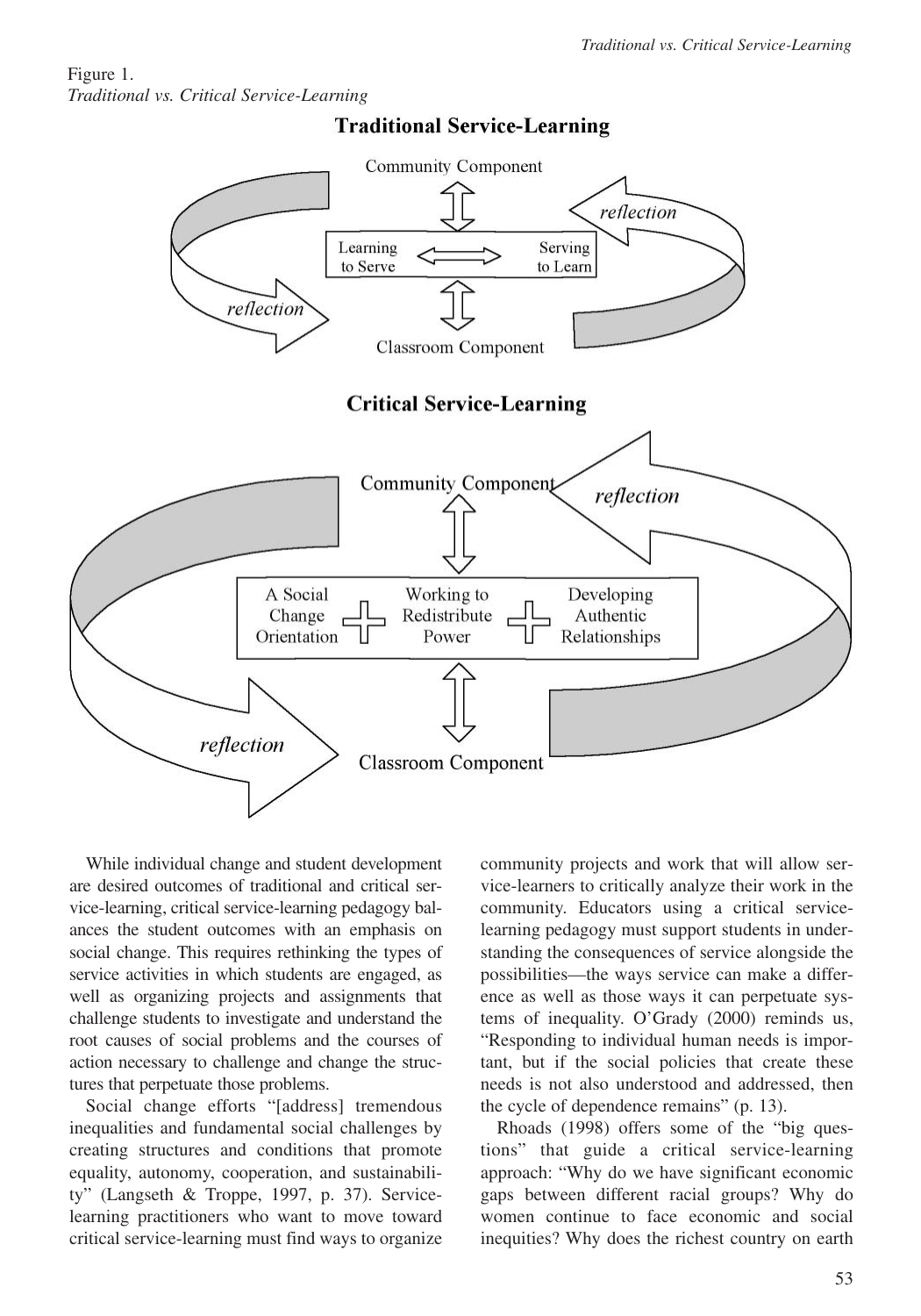Figure 1.
*Traditional vs. Critical Service-Learning*

**Traditional Service-Learning**

Community Component

Learning to Serve ⟷ Serving to Learn

reflection

Classroom Component

**Critical Service-Learning**

Community Component

A Social Change Orientation + Working to Redistribute Power + Developing Authentic Relationships

reflection

Classroom Component

While individual change and student development are desired outcomes of traditional and critical service-learning, critical service-learning pedagogy balances the student outcomes with an emphasis on social change. This requires rethinking the types of service activities in which students are engaged, as well as organizing projects and assignments that challenge students to investigate and understand the root causes of social problems and the courses of action necessary to challenge and change the structures that perpetuate those problems.

Social change efforts "[address] tremendous inequalities and fundamental social challenges by creating structures and conditions that promote equality, autonomy, cooperation, and sustainability" (Langseth & Troppe, 1997, p. 37). Service-learning practitioners who want to move toward critical service-learning must find ways to organize community projects and work that will allow service-learners to critically analyze their work in the community. Educators using a critical service-learning pedagogy must support students in understanding the consequences of service alongside the possibilities—the ways service can make a difference as well as those ways it can perpetuate systems of inequality. O'Grady (2000) reminds us, "Responding to individual human needs is important, but if the social policies that create these needs is not also understood and addressed, then the cycle of dependence remains" (p. 13).

Rhoads (1998) offers some of the "big questions" that guide a critical service-learning approach: "Why do we have significant economic gaps between different racial groups? Why do women continue to face economic and social inequities? Why does the richest country on earth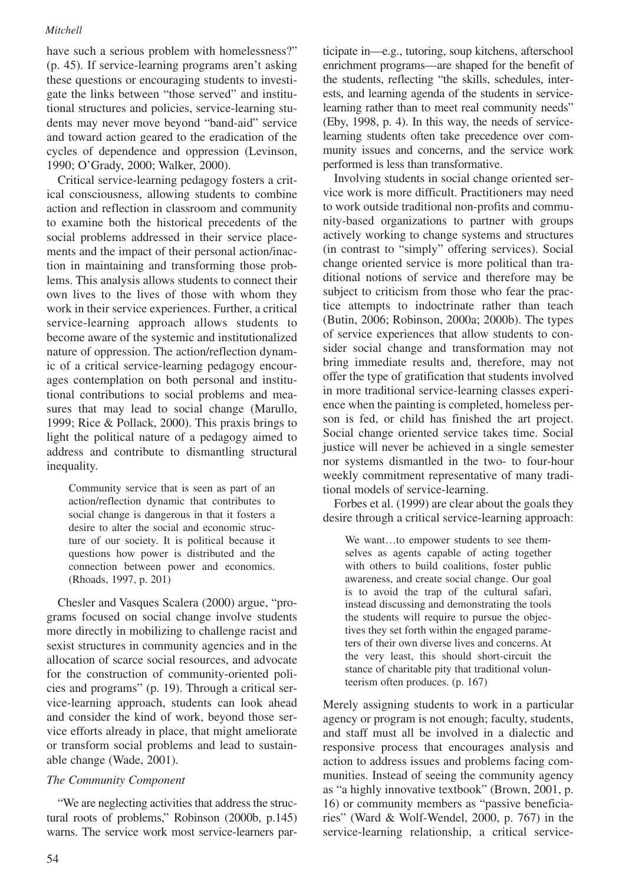have such a serious problem with homelessness?" (p. 45). If service-learning programs aren't asking these questions or encouraging students to investigate the links between "those served" and institutional structures and policies, service-learning students may never move beyond "band-aid" service and toward action geared to the eradication of the cycles of dependence and oppression (Levinson, 1990; O'Grady, 2000; Walker, 2000).

Critical service-learning pedagogy fosters a critical consciousness, allowing students to combine action and reflection in classroom and community to examine both the historical precedents of the social problems addressed in their service placements and the impact of their personal action/inaction in maintaining and transforming those problems. This analysis allows students to connect their own lives to the lives of those with whom they work in their service experiences. Further, a critical service-learning approach allows students to become aware of the systemic and institutionalized nature of oppression. The action/reflection dynamic of a critical service-learning pedagogy encourages contemplation on both personal and institutional contributions to social problems and measures that may lead to social change (Marullo, 1999; Rice & Pollack, 2000). This praxis brings to light the political nature of a pedagogy aimed to address and contribute to dismantling structural inequality.

> Community service that is seen as part of an action/reflection dynamic that contributes to social change is dangerous in that it fosters a desire to alter the social and economic structure of our society. It is political because it questions how power is distributed and the connection between power and economics. (Rhoads, 1997, p. 201)

Chesler and Vasques Scalera (2000) argue, "programs focused on social change involve students more directly in mobilizing to challenge racist and sexist structures in community agencies and in the allocation of scarce social resources, and advocate for the construction of community-oriented policies and programs" (p. 19). Through a critical service-learning approach, students can look ahead and consider the kind of work, beyond those service efforts already in place, that might ameliorate or transform social problems and lead to sustainable change (Wade, 2001).

### *The Community Component*

"We are neglecting activities that address the structural roots of problems," Robinson (2000b, p.145) warns. The service work most service-learners participate in—e.g., tutoring, soup kitchens, afterschool enrichment programs—are shaped for the benefit of the students, reflecting "the skills, schedules, interests, and learning agenda of the students in service-learning rather than to meet real community needs" (Eby, 1998, p. 4). In this way, the needs of service-learning students often take precedence over community issues and concerns, and the service work performed is less than transformative.

Involving students in social change oriented service work is more difficult. Practitioners may need to work outside traditional non-profits and community-based organizations to partner with groups actively working to change systems and structures (in contrast to "simply" offering services). Social change oriented service is more political than traditional notions of service and therefore may be subject to criticism from those who fear the practice attempts to indoctrinate rather than teach (Butin, 2006; Robinson, 2000a; 2000b). The types of service experiences that allow students to consider social change and transformation may not bring immediate results and, therefore, may not offer the type of gratification that students involved in more traditional service-learning classes experience when the painting is completed, homeless person is fed, or child has finished the art project. Social change oriented service takes time. Social justice will never be achieved in a single semester nor systems dismantled in the two- to four-hour weekly commitment representative of many traditional models of service-learning.

Forbes et al. (1999) are clear about the goals they desire through a critical service-learning approach:

> We want…to empower students to see themselves as agents capable of acting together with others to build coalitions, foster public awareness, and create social change. Our goal is to avoid the trap of the cultural safari, instead discussing and demonstrating the tools the students will require to pursue the objectives they set forth within the engaged parameters of their own diverse lives and concerns. At the very least, this should short-circuit the stance of charitable pity that traditional volunteerism often produces. (p. 167)

Merely assigning students to work in a particular agency or program is not enough; faculty, students, and staff must all be involved in a dialectic and responsive process that encourages analysis and action to address issues and problems facing communities. Instead of seeing the community agency as "a highly innovative textbook" (Brown, 2001, p. 16) or community members as "passive beneficiaries" (Ward & Wolf-Wendel, 2000, p. 767) in the service-learning relationship, a critical service-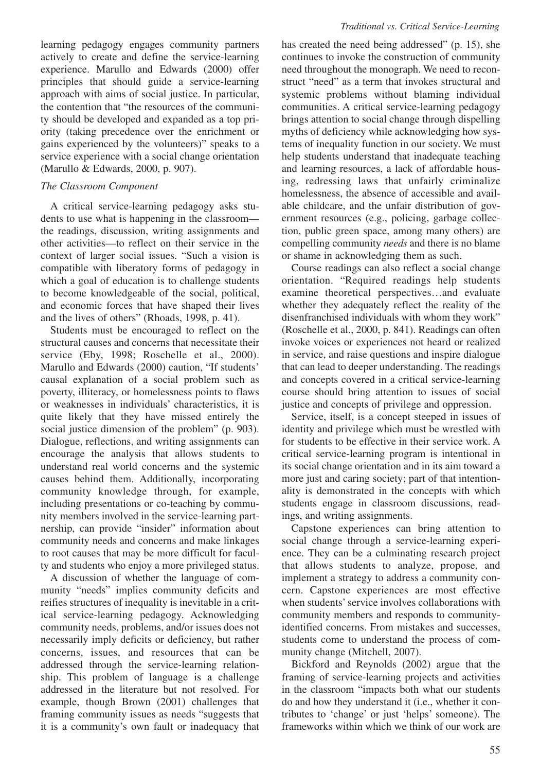learning pedagogy engages community partners actively to create and define the service-learning experience. Marullo and Edwards (2000) offer principles that should guide a service-learning approach with aims of social justice. In particular, the contention that "the resources of the community should be developed and expanded as a top priority (taking precedence over the enrichment or gains experienced by the volunteers)" speaks to a service experience with a social change orientation (Marullo & Edwards, 2000, p. 907).

### *The Classroom Component*

A critical service-learning pedagogy asks students to use what is happening in the classroom—the readings, discussion, writing assignments and other activities—to reflect on their service in the context of larger social issues. "Such a vision is compatible with liberatory forms of pedagogy in which a goal of education is to challenge students to become knowledgeable of the social, political, and economic forces that have shaped their lives and the lives of others" (Rhoads, 1998, p. 41).

Students must be encouraged to reflect on the structural causes and concerns that necessitate their service (Eby, 1998; Roschelle et al., 2000). Marullo and Edwards (2000) caution, "If students' causal explanation of a social problem such as poverty, illiteracy, or homelessness points to flaws or weaknesses in individuals' characteristics, it is quite likely that they have missed entirely the social justice dimension of the problem" (p. 903). Dialogue, reflections, and writing assignments can encourage the analysis that allows students to understand real world concerns and the systemic causes behind them. Additionally, incorporating community knowledge through, for example, including presentations or co-teaching by community members involved in the service-learning partnership, can provide "insider" information about community needs and concerns and make linkages to root causes that may be more difficult for faculty and students who enjoy a more privileged status.

A discussion of whether the language of community "needs" implies community deficits and reifies structures of inequality is inevitable in a critical service-learning pedagogy. Acknowledging community needs, problems, and/or issues does not necessarily imply deficits or deficiency, but rather concerns, issues, and resources that can be addressed through the service-learning relationship. This problem of language is a challenge addressed in the literature but not resolved. For example, though Brown (2001) challenges that framing community issues as needs "suggests that it is a community's own fault or inadequacy that has created the need being addressed" (p. 15), she continues to invoke the construction of community need throughout the monograph. We need to reconstruct "need" as a term that invokes structural and systemic problems without blaming individual communities. A critical service-learning pedagogy brings attention to social change through dispelling myths of deficiency while acknowledging how systems of inequality function in our society. We must help students understand that inadequate teaching and learning resources, a lack of affordable housing, redressing laws that unfairly criminalize homelessness, the absence of accessible and available childcare, and the unfair distribution of government resources (e.g., policing, garbage collection, public green space, among many others) are compelling community *needs* and there is no blame or shame in acknowledging them as such.

Course readings can also reflect a social change orientation. "Required readings help students examine theoretical perspectives…and evaluate whether they adequately reflect the reality of the disenfranchised individuals with whom they work" (Roschelle et al., 2000, p. 841). Readings can often invoke voices or experiences not heard or realized in service, and raise questions and inspire dialogue that can lead to deeper understanding. The readings and concepts covered in a critical service-learning course should bring attention to issues of social justice and concepts of privilege and oppression.

Service, itself, is a concept steeped in issues of identity and privilege which must be wrestled with for students to be effective in their service work. A critical service-learning program is intentional in its social change orientation and in its aim toward a more just and caring society; part of that intentionality is demonstrated in the concepts with which students engage in classroom discussions, readings, and writing assignments.

Capstone experiences can bring attention to social change through a service-learning experience. They can be a culminating research project that allows students to analyze, propose, and implement a strategy to address a community concern. Capstone experiences are most effective when students' service involves collaborations with community members and responds to community-identified concerns. From mistakes and successes, students come to understand the process of community change (Mitchell, 2007).

Bickford and Reynolds (2002) argue that the framing of service-learning projects and activities in the classroom "impacts both what our students do and how they understand it (i.e., whether it contributes to 'change' or just 'helps' someone). The frameworks within which we think of our work are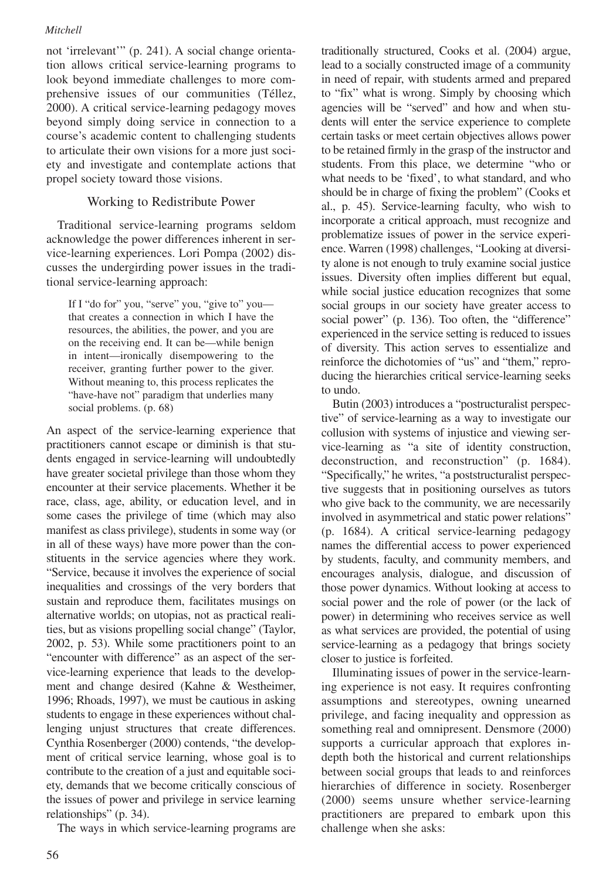not 'irrelevant'" (p. 241). A social change orientation allows critical service-learning programs to look beyond immediate challenges to more comprehensive issues of our communities (Téllez, 2000). A critical service-learning pedagogy moves beyond simply doing service in connection to a course's academic content to challenging students to articulate their own visions for a more just society and investigate and contemplate actions that propel society toward those visions.

## Working to Redistribute Power

Traditional service-learning programs seldom acknowledge the power differences inherent in service-learning experiences. Lori Pompa (2002) discusses the undergirding power issues in the traditional service-learning approach:

> If I "do for" you, "serve" you, "give to" you—that creates a connection in which I have the resources, the abilities, the power, and you are on the receiving end. It can be—while benign in intent—ironically disempowering to the receiver, granting further power to the giver. Without meaning to, this process replicates the "have-have not" paradigm that underlies many social problems. (p. 68)

An aspect of the service-learning experience that practitioners cannot escape or diminish is that students engaged in service-learning will undoubtedly have greater societal privilege than those whom they encounter at their service placements. Whether it be race, class, age, ability, or education level, and in some cases the privilege of time (which may also manifest as class privilege), students in some way (or in all of these ways) have more power than the constituents in the service agencies where they work. "Service, because it involves the experience of social inequalities and crossings of the very borders that sustain and reproduce them, facilitates musings on alternative worlds; on utopias, not as practical realities, but as visions propelling social change" (Taylor, 2002, p. 53). While some practitioners point to an "encounter with difference" as an aspect of the service-learning experience that leads to the development and change desired (Kahne & Westheimer, 1996; Rhoads, 1997), we must be cautious in asking students to engage in these experiences without challenging unjust structures that create differences. Cynthia Rosenberger (2000) contends, "the development of critical service learning, whose goal is to contribute to the creation of a just and equitable society, demands that we become critically conscious of the issues of power and privilege in service learning relationships" (p. 34).

The ways in which service-learning programs are traditionally structured, Cooks et al. (2004) argue, lead to a socially constructed image of a community in need of repair, with students armed and prepared to "fix" what is wrong. Simply by choosing which agencies will be "served" and how and when students will enter the service experience to complete certain tasks or meet certain objectives allows power to be retained firmly in the grasp of the instructor and students. From this place, we determine "who or what needs to be 'fixed', to what standard, and who should be in charge of fixing the problem" (Cooks et al., p. 45). Service-learning faculty, who wish to incorporate a critical approach, must recognize and problematize issues of power in the service experience. Warren (1998) challenges, "Looking at diversity alone is not enough to truly examine social justice issues. Diversity often implies different but equal, while social justice education recognizes that some social groups in our society have greater access to social power" (p. 136). Too often, the "difference" experienced in the service setting is reduced to issues of diversity. This action serves to essentialize and reinforce the dichotomies of "us" and "them," reproducing the hierarchies critical service-learning seeks to undo.

Butin (2003) introduces a "postructuralist perspective" of service-learning as a way to investigate our collusion with systems of injustice and viewing service-learning as "a site of identity construction, deconstruction, and reconstruction" (p. 1684). "Specifically," he writes, "a poststructuralist perspective suggests that in positioning ourselves as tutors who give back to the community, we are necessarily involved in asymmetrical and static power relations" (p. 1684). A critical service-learning pedagogy names the differential access to power experienced by students, faculty, and community members, and encourages analysis, dialogue, and discussion of those power dynamics. Without looking at access to social power and the role of power (or the lack of power) in determining who receives service as well as what services are provided, the potential of using service-learning as a pedagogy that brings society closer to justice is forfeited.

Illuminating issues of power in the service-learning experience is not easy. It requires confronting assumptions and stereotypes, owning unearned privilege, and facing inequality and oppression as something real and omnipresent. Densmore (2000) supports a curricular approach that explores in-depth both the historical and current relationships between social groups that leads to and reinforces hierarchies of difference in society. Rosenberger (2000) seems unsure whether service-learning practitioners are prepared to embark upon this challenge when she asks: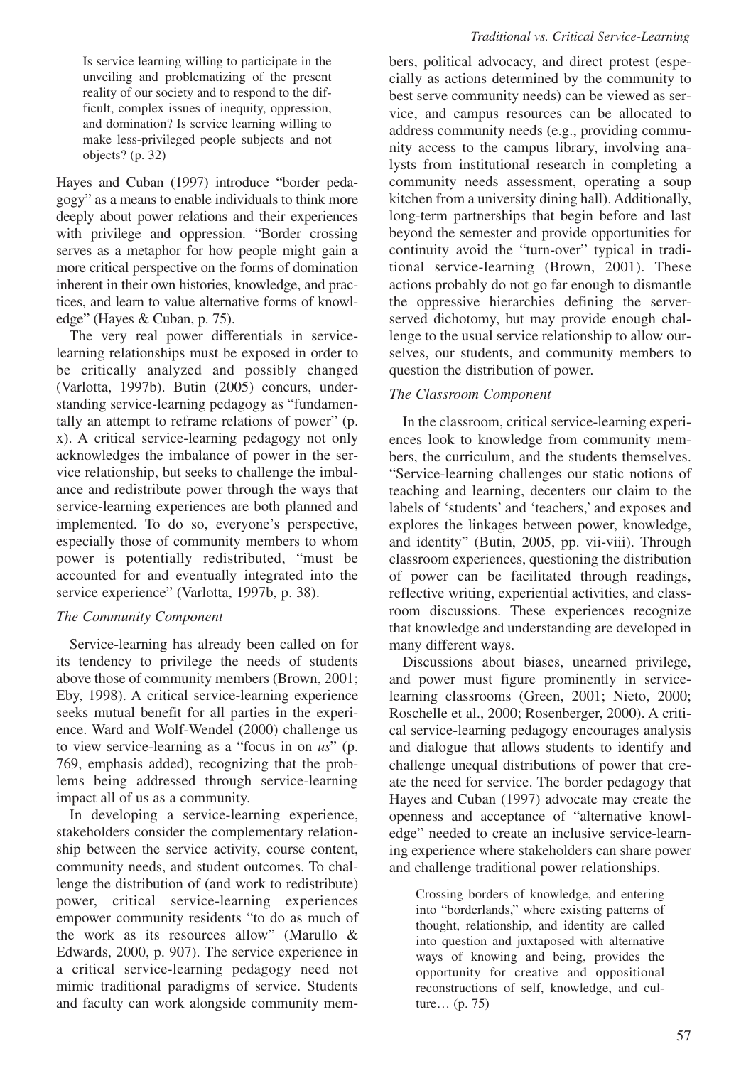> Is service learning willing to participate in the unveiling and problematizing of the present reality of our society and to respond to the difficult, complex issues of inequity, oppression, and domination? Is service learning willing to make less-privileged people subjects and not objects? (p. 32)

Hayes and Cuban (1997) introduce "border pedagogy" as a means to enable individuals to think more deeply about power relations and their experiences with privilege and oppression. "Border crossing serves as a metaphor for how people might gain a more critical perspective on the forms of domination inherent in their own histories, knowledge, and practices, and learn to value alternative forms of knowledge" (Hayes & Cuban, p. 75).

The very real power differentials in service-learning relationships must be exposed in order to be critically analyzed and possibly changed (Varlotta, 1997b). Butin (2005) concurs, understanding service-learning pedagogy as "fundamentally an attempt to reframe relations of power" (p. x). A critical service-learning pedagogy not only acknowledges the imbalance of power in the service relationship, but seeks to challenge the imbalance and redistribute power through the ways that service-learning experiences are both planned and implemented. To do so, everyone's perspective, especially those of community members to whom power is potentially redistributed, "must be accounted for and eventually integrated into the service experience" (Varlotta, 1997b, p. 38).

### *The Community Component*

Service-learning has already been called on for its tendency to privilege the needs of students above those of community members (Brown, 2001; Eby, 1998). A critical service-learning experience seeks mutual benefit for all parties in the experience. Ward and Wolf-Wendel (2000) challenge us to view service-learning as a "focus in on *us*" (p. 769, emphasis added), recognizing that the problems being addressed through service-learning impact all of us as a community.

In developing a service-learning experience, stakeholders consider the complementary relationship between the service activity, course content, community needs, and student outcomes. To challenge the distribution of (and work to redistribute) power, critical service-learning experiences empower community residents "to do as much of the work as its resources allow" (Marullo & Edwards, 2000, p. 907). The service experience in a critical service-learning pedagogy need not mimic traditional paradigms of service. Students and faculty can work alongside community members, political advocacy, and direct protest (especially as actions determined by the community to best serve community needs) can be viewed as service, and campus resources can be allocated to address community needs (e.g., providing community access to the campus library, involving analysts from institutional research in completing a community needs assessment, operating a soup kitchen from a university dining hall). Additionally, long-term partnerships that begin before and last beyond the semester and provide opportunities for continuity avoid the "turn-over" typical in traditional service-learning (Brown, 2001). These actions probably do not go far enough to dismantle the oppressive hierarchies defining the server-served dichotomy, but may provide enough challenge to the usual service relationship to allow ourselves, our students, and community members to question the distribution of power.

### *The Classroom Component*

In the classroom, critical service-learning experiences look to knowledge from community members, the curriculum, and the students themselves. "Service-learning challenges our static notions of teaching and learning, decenters our claim to the labels of 'students' and 'teachers,' and exposes and explores the linkages between power, knowledge, and identity" (Butin, 2005, pp. vii-viii). Through classroom experiences, questioning the distribution of power can be facilitated through readings, reflective writing, experiential activities, and classroom discussions. These experiences recognize that knowledge and understanding are developed in many different ways.

Discussions about biases, unearned privilege, and power must figure prominently in service-learning classrooms (Green, 2001; Nieto, 2000; Roschelle et al., 2000; Rosenberger, 2000). A critical service-learning pedagogy encourages analysis and dialogue that allows students to identify and challenge unequal distributions of power that create the need for service. The border pedagogy that Hayes and Cuban (1997) advocate may create the openness and acceptance of "alternative knowledge" needed to create an inclusive service-learning experience where stakeholders can share power and challenge traditional power relationships.

> Crossing borders of knowledge, and entering into "borderlands," where existing patterns of thought, relationship, and identity are called into question and juxtaposed with alternative ways of knowing and being, provides the opportunity for creative and oppositional reconstructions of self, knowledge, and culture… (p. 75)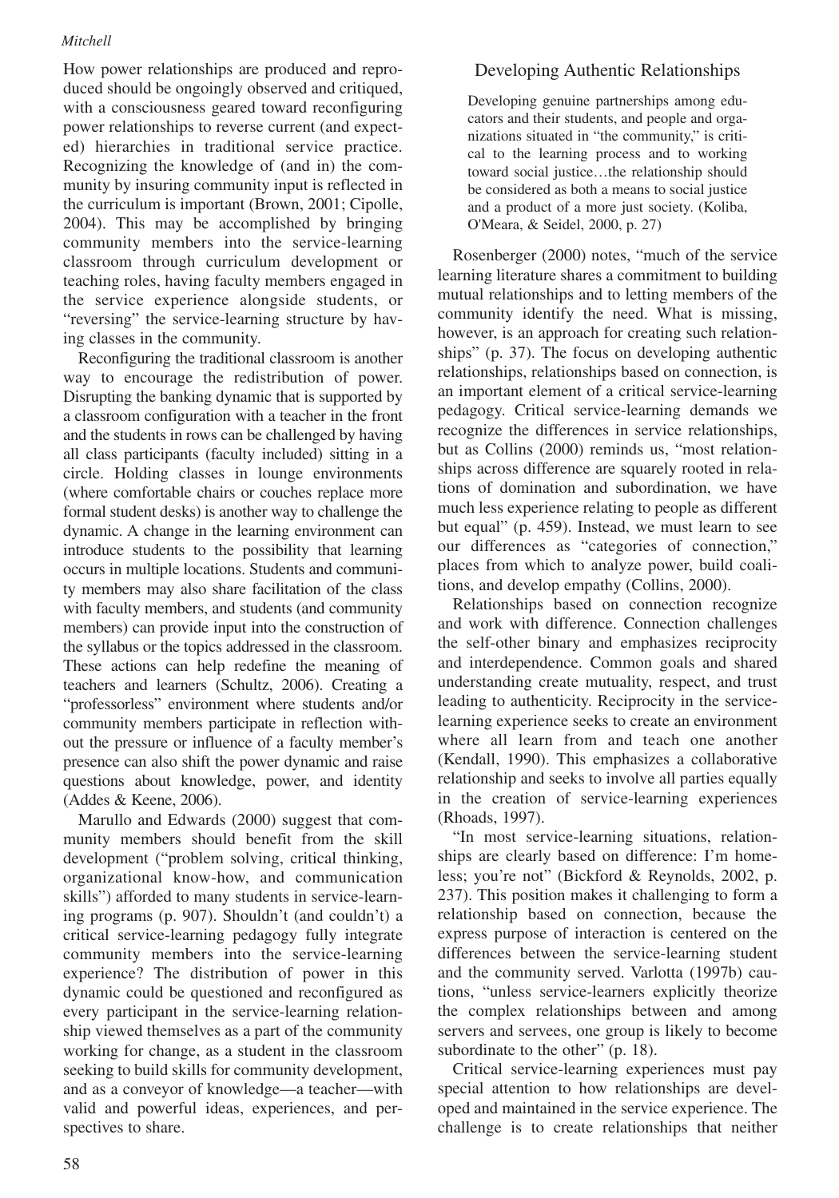How power relationships are produced and reproduced should be ongoingly observed and critiqued, with a consciousness geared toward reconfiguring power relationships to reverse current (and expected) hierarchies in traditional service practice. Recognizing the knowledge of (and in) the community by insuring community input is reflected in the curriculum is important (Brown, 2001; Cipolle, 2004). This may be accomplished by bringing community members into the service-learning classroom through curriculum development or teaching roles, having faculty members engaged in the service experience alongside students, or "reversing" the service-learning structure by having classes in the community.

Reconfiguring the traditional classroom is another way to encourage the redistribution of power. Disrupting the banking dynamic that is supported by a classroom configuration with a teacher in the front and the students in rows can be challenged by having all class participants (faculty included) sitting in a circle. Holding classes in lounge environments (where comfortable chairs or couches replace more formal student desks) is another way to challenge the dynamic. A change in the learning environment can introduce students to the possibility that learning occurs in multiple locations. Students and community members may also share facilitation of the class with faculty members, and students (and community members) can provide input into the construction of the syllabus or the topics addressed in the classroom. These actions can help redefine the meaning of teachers and learners (Schultz, 2006). Creating a "professorless" environment where students and/or community members participate in reflection without the pressure or influence of a faculty member's presence can also shift the power dynamic and raise questions about knowledge, power, and identity (Addes & Keene, 2006).

Marullo and Edwards (2000) suggest that community members should benefit from the skill development ("problem solving, critical thinking, organizational know-how, and communication skills") afforded to many students in service-learning programs (p. 907). Shouldn't (and couldn't) a critical service-learning pedagogy fully integrate community members into the service-learning experience? The distribution of power in this dynamic could be questioned and reconfigured as every participant in the service-learning relationship viewed themselves as a part of the community working for change, as a student in the classroom seeking to build skills for community development, and as a conveyor of knowledge—a teacher—with valid and powerful ideas, experiences, and perspectives to share.

## Developing Authentic Relationships

> Developing genuine partnerships among educators and their students, and people and organizations situated in "the community," is critical to the learning process and to working toward social justice…the relationship should be considered as both a means to social justice and a product of a more just society. (Koliba, O'Meara, & Seidel, 2000, p. 27)

Rosenberger (2000) notes, "much of the service learning literature shares a commitment to building mutual relationships and to letting members of the community identify the need. What is missing, however, is an approach for creating such relationships" (p. 37). The focus on developing authentic relationships, relationships based on connection, is an important element of a critical service-learning pedagogy. Critical service-learning demands we recognize the differences in service relationships, but as Collins (2000) reminds us, "most relationships across difference are squarely rooted in relations of domination and subordination, we have much less experience relating to people as different but equal" (p. 459). Instead, we must learn to see our differences as "categories of connection," places from which to analyze power, build coalitions, and develop empathy (Collins, 2000).

Relationships based on connection recognize and work with difference. Connection challenges the self-other binary and emphasizes reciprocity and interdependence. Common goals and shared understanding create mutuality, respect, and trust leading to authenticity. Reciprocity in the service-learning experience seeks to create an environment where all learn from and teach one another (Kendall, 1990). This emphasizes a collaborative relationship and seeks to involve all parties equally in the creation of service-learning experiences (Rhoads, 1997).

"In most service-learning situations, relationships are clearly based on difference: I'm homeless; you're not" (Bickford & Reynolds, 2002, p. 237). This position makes it challenging to form a relationship based on connection, because the express purpose of interaction is centered on the differences between the service-learning student and the community served. Varlotta (1997b) cautions, "unless service-learners explicitly theorize the complex relationships between and among servers and servees, one group is likely to become subordinate to the other" (p. 18).

Critical service-learning experiences must pay special attention to how relationships are developed and maintained in the service experience. The challenge is to create relationships that neither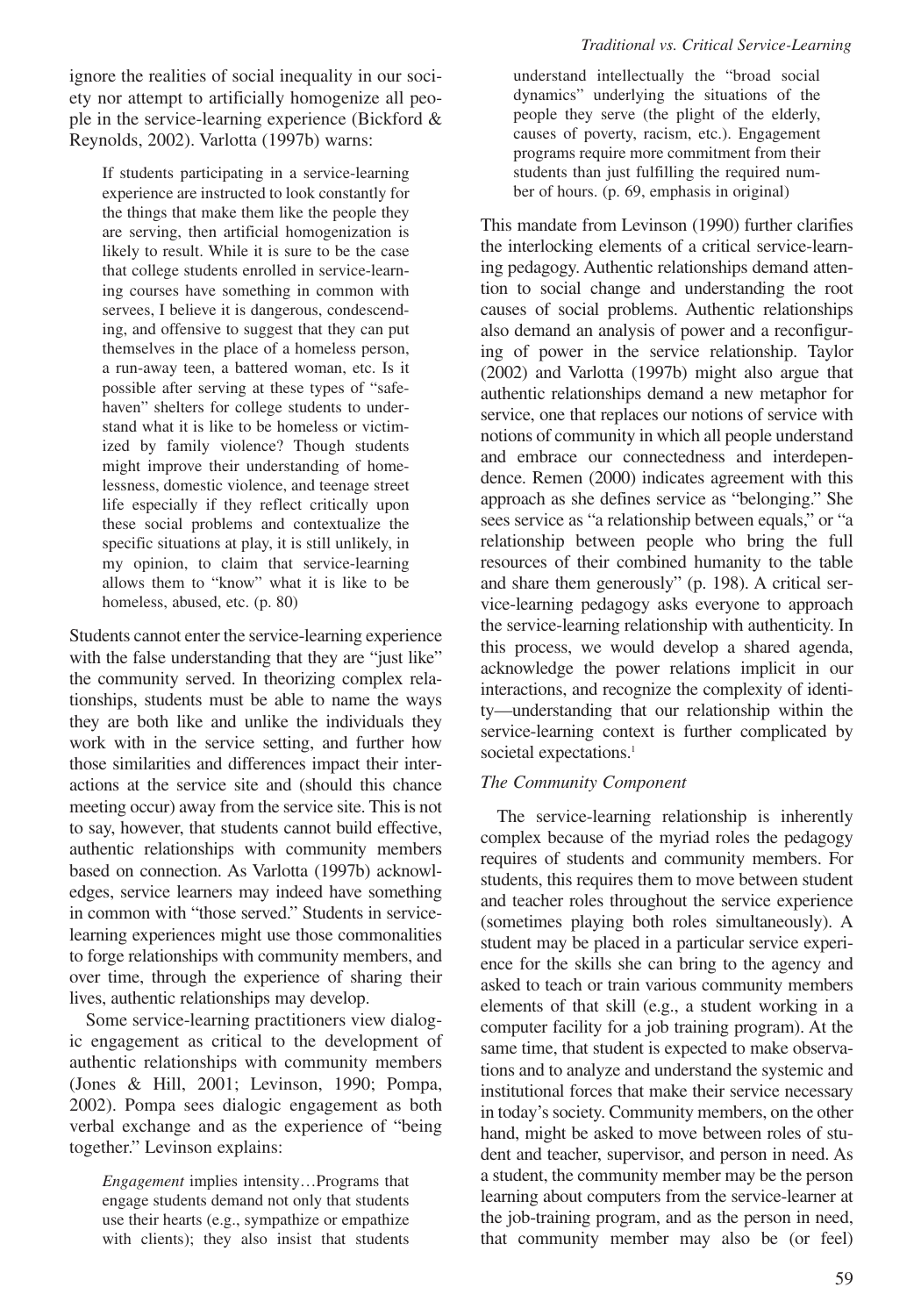ignore the realities of social inequality in our society nor attempt to artificially homogenize all people in the service-learning experience (Bickford & Reynolds, 2002). Varlotta (1997b) warns:

> If students participating in a service-learning experience are instructed to look constantly for the things that make them like the people they are serving, then artificial homogenization is likely to result. While it is sure to be the case that college students enrolled in service-learning courses have something in common with servees, I believe it is dangerous, condescending, and offensive to suggest that they can put themselves in the place of a homeless person, a run-away teen, a battered woman, etc. Is it possible after serving at these types of "safe-haven" shelters for college students to understand what it is like to be homeless or victimized by family violence? Though students might improve their understanding of homelessness, domestic violence, and teenage street life especially if they reflect critically upon these social problems and contextualize the specific situations at play, it is still unlikely, in my opinion, to claim that service-learning allows them to "know" what it is like to be homeless, abused, etc. (p. 80)

Students cannot enter the service-learning experience with the false understanding that they are "just like" the community served. In theorizing complex relationships, students must be able to name the ways they are both like and unlike the individuals they work with in the service setting, and further how those similarities and differences impact their interactions at the service site and (should this chance meeting occur) away from the service site. This is not to say, however, that students cannot build effective, authentic relationships with community members based on connection. As Varlotta (1997b) acknowledges, service learners may indeed have something in common with "those served." Students in service-learning experiences might use those commonalities to forge relationships with community members, and over time, through the experience of sharing their lives, authentic relationships may develop.

Some service-learning practitioners view dialogic engagement as critical to the development of authentic relationships with community members (Jones & Hill, 2001; Levinson, 1990; Pompa, 2002). Pompa sees dialogic engagement as both verbal exchange and as the experience of "being together." Levinson explains:

> *Engagement* implies intensity…Programs that engage students demand not only that students use their hearts (e.g., sympathize or empathize with clients); they also insist that students understand intellectually the "broad social dynamics" underlying the situations of the people they serve (the plight of the elderly, causes of poverty, racism, etc.). Engagement programs require more commitment from their students than just fulfilling the required number of hours. (p. 69, emphasis in original)

This mandate from Levinson (1990) further clarifies the interlocking elements of a critical service-learning pedagogy. Authentic relationships demand attention to social change and understanding the root causes of social problems. Authentic relationships also demand an analysis of power and a reconfiguring of power in the service relationship. Taylor (2002) and Varlotta (1997b) might also argue that authentic relationships demand a new metaphor for service, one that replaces our notions of service with notions of community in which all people understand and embrace our connectedness and interdependence. Remen (2000) indicates agreement with this approach as she defines service as "belonging." She sees service as "a relationship between equals," or "a relationship between people who bring the full resources of their combined humanity to the table and share them generously" (p. 198). A critical service-learning pedagogy asks everyone to approach the service-learning relationship with authenticity. In this process, we would develop a shared agenda, acknowledge the power relations implicit in our interactions, and recognize the complexity of identity—understanding that our relationship within the service-learning context is further complicated by societal expectations.[1]

### *The Community Component*

The service-learning relationship is inherently complex because of the myriad roles the pedagogy requires of students and community members. For students, this requires them to move between student and teacher roles throughout the service experience (sometimes playing both roles simultaneously). A student may be placed in a particular service experience for the skills she can bring to the agency and asked to teach or train various community members elements of that skill (e.g., a student working in a computer facility for a job training program). At the same time, that student is expected to make observations and to analyze and understand the systemic and institutional forces that make their service necessary in today's society. Community members, on the other hand, might be asked to move between roles of student and teacher, supervisor, and person in need. As a student, the community member may be the person learning about computers from the service-learner at the job-training program, and as the person in need, that community member may also be (or feel)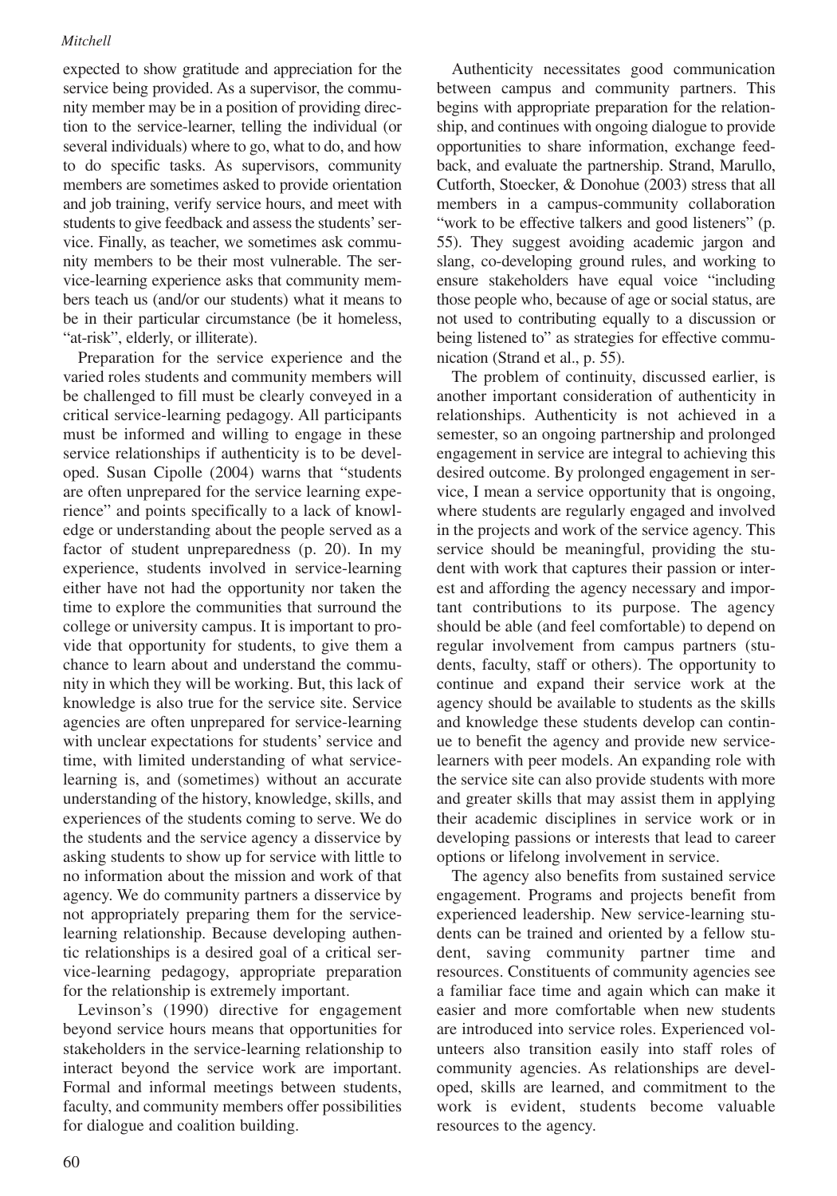expected to show gratitude and appreciation for the service being provided. As a supervisor, the community member may be in a position of providing direction to the service-learner, telling the individual (or several individuals) where to go, what to do, and how to do specific tasks. As supervisors, community members are sometimes asked to provide orientation and job training, verify service hours, and meet with students to give feedback and assess the students' service. Finally, as teacher, we sometimes ask community members to be their most vulnerable. The service-learning experience asks that community members teach us (and/or our students) what it means to be in their particular circumstance (be it homeless, "at-risk", elderly, or illiterate).

Preparation for the service experience and the varied roles students and community members will be challenged to fill must be clearly conveyed in a critical service-learning pedagogy. All participants must be informed and willing to engage in these service relationships if authenticity is to be developed. Susan Cipolle (2004) warns that "students are often unprepared for the service learning experience" and points specifically to a lack of knowledge or understanding about the people served as a factor of student unpreparedness (p. 20). In my experience, students involved in service-learning either have not had the opportunity nor taken the time to explore the communities that surround the college or university campus. It is important to provide that opportunity for students, to give them a chance to learn about and understand the community in which they will be working. But, this lack of knowledge is also true for the service site. Service agencies are often unprepared for service-learning with unclear expectations for students' service and time, with limited understanding of what service-learning is, and (sometimes) without an accurate understanding of the history, knowledge, skills, and experiences of the students coming to serve. We do the students and the service agency a disservice by asking students to show up for service with little to no information about the mission and work of that agency. We do community partners a disservice by not appropriately preparing them for the service-learning relationship. Because developing authentic relationships is a desired goal of a critical service-learning pedagogy, appropriate preparation for the relationship is extremely important.

Levinson's (1990) directive for engagement beyond service hours means that opportunities for stakeholders in the service-learning relationship to interact beyond the service work are important. Formal and informal meetings between students, faculty, and community members offer possibilities for dialogue and coalition building.

Authenticity necessitates good communication between campus and community partners. This begins with appropriate preparation for the relationship, and continues with ongoing dialogue to provide opportunities to share information, exchange feedback, and evaluate the partnership. Strand, Marullo, Cutforth, Stoecker, & Donohue (2003) stress that all members in a campus-community collaboration "work to be effective talkers and good listeners" (p. 55). They suggest avoiding academic jargon and slang, co-developing ground rules, and working to ensure stakeholders have equal voice "including those people who, because of age or social status, are not used to contributing equally to a discussion or being listened to" as strategies for effective communication (Strand et al., p. 55).

The problem of continuity, discussed earlier, is another important consideration of authenticity in relationships. Authenticity is not achieved in a semester, so an ongoing partnership and prolonged engagement in service are integral to achieving this desired outcome. By prolonged engagement in service, I mean a service opportunity that is ongoing, where students are regularly engaged and involved in the projects and work of the service agency. This service should be meaningful, providing the student with work that captures their passion or interest and affording the agency necessary and important contributions to its purpose. The agency should be able (and feel comfortable) to depend on regular involvement from campus partners (students, faculty, staff or others). The opportunity to continue and expand their service work at the agency should be available to students as the skills and knowledge these students develop can continue to benefit the agency and provide new service-learners with peer models. An expanding role with the service site can also provide students with more and greater skills that may assist them in applying their academic disciplines in service work or in developing passions or interests that lead to career options or lifelong involvement in service.

The agency also benefits from sustained service engagement. Programs and projects benefit from experienced leadership. New service-learning students can be trained and oriented by a fellow student, saving community partner time and resources. Constituents of community agencies see a familiar face time and again which can make it easier and more comfortable when new students are introduced into service roles. Experienced volunteers also transition easily into staff roles of community agencies. As relationships are developed, skills are learned, and commitment to the work is evident, students become valuable resources to the agency.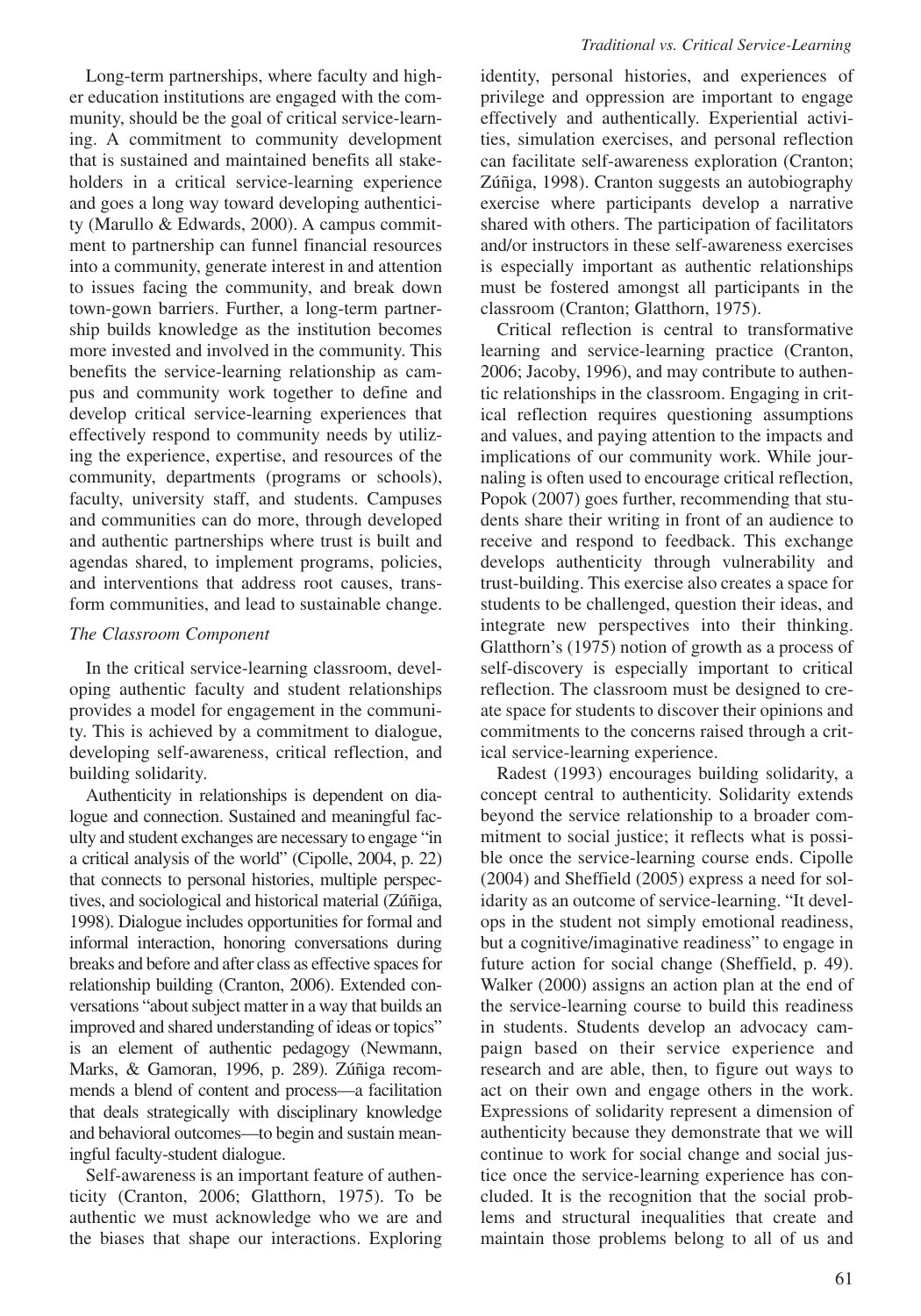Long-term partnerships, where faculty and higher education institutions are engaged with the community, should be the goal of critical service-learning. A commitment to community development that is sustained and maintained benefits all stakeholders in a critical service-learning experience and goes a long way toward developing authenticity (Marullo & Edwards, 2000). A campus commitment to partnership can funnel financial resources into a community, generate interest in and attention to issues facing the community, and break down town-gown barriers. Further, a long-term partnership builds knowledge as the institution becomes more invested and involved in the community. This benefits the service-learning relationship as campus and community work together to define and develop critical service-learning experiences that effectively respond to community needs by utilizing the experience, expertise, and resources of the community, departments (programs or schools), faculty, university staff, and students. Campuses and communities can do more, through developed and authentic partnerships where trust is built and agendas shared, to implement programs, policies, and interventions that address root causes, transform communities, and lead to sustainable change.

### *The Classroom Component*

In the critical service-learning classroom, developing authentic faculty and student relationships provides a model for engagement in the community. This is achieved by a commitment to dialogue, developing self-awareness, critical reflection, and building solidarity.

Authenticity in relationships is dependent on dialogue and connection. Sustained and meaningful faculty and student exchanges are necessary to engage "in a critical analysis of the world" (Cipolle, 2004, p. 22) that connects to personal histories, multiple perspectives, and sociological and historical material (Zúñiga, 1998). Dialogue includes opportunities for formal and informal interaction, honoring conversations during breaks and before and after class as effective spaces for relationship building (Cranton, 2006). Extended conversations "about subject matter in a way that builds an improved and shared understanding of ideas or topics" is an element of authentic pedagogy (Newmann, Marks, & Gamoran, 1996, p. 289). Zúñiga recommends a blend of content and process—a facilitation that deals strategically with disciplinary knowledge and behavioral outcomes—to begin and sustain meaningful faculty-student dialogue.

Self-awareness is an important feature of authenticity (Cranton, 2006; Glatthorn, 1975). To be authentic we must acknowledge who we are and the biases that shape our interactions. Exploring identity, personal histories, and experiences of privilege and oppression are important to engage effectively and authentically. Experiential activities, simulation exercises, and personal reflection can facilitate self-awareness exploration (Cranton; Zúñiga, 1998). Cranton suggests an autobiography exercise where participants develop a narrative shared with others. The participation of facilitators and/or instructors in these self-awareness exercises is especially important as authentic relationships must be fostered amongst all participants in the classroom (Cranton; Glatthorn, 1975).

Critical reflection is central to transformative learning and service-learning practice (Cranton, 2006; Jacoby, 1996), and may contribute to authentic relationships in the classroom. Engaging in critical reflection requires questioning assumptions and values, and paying attention to the impacts and implications of our community work. While journaling is often used to encourage critical reflection, Popok (2007) goes further, recommending that students share their writing in front of an audience to receive and respond to feedback. This exchange develops authenticity through vulnerability and trust-building. This exercise also creates a space for students to be challenged, question their ideas, and integrate new perspectives into their thinking. Glatthorn's (1975) notion of growth as a process of self-discovery is especially important to critical reflection. The classroom must be designed to create space for students to discover their opinions and commitments to the concerns raised through a critical service-learning experience.

Radest (1993) encourages building solidarity, a concept central to authenticity. Solidarity extends beyond the service relationship to a broader commitment to social justice; it reflects what is possible once the service-learning course ends. Cipolle (2004) and Sheffield (2005) express a need for solidarity as an outcome of service-learning. "It develops in the student not simply emotional readiness, but a cognitive/imaginative readiness" to engage in future action for social change (Sheffield, p. 49). Walker (2000) assigns an action plan at the end of the service-learning course to build this readiness in students. Students develop an advocacy campaign based on their service experience and research and are able, then, to figure out ways to act on their own and engage others in the work. Expressions of solidarity represent a dimension of authenticity because they demonstrate that we will continue to work for social change and social justice once the service-learning experience has concluded. It is the recognition that the social problems and structural inequalities that create and maintain those problems belong to all of us and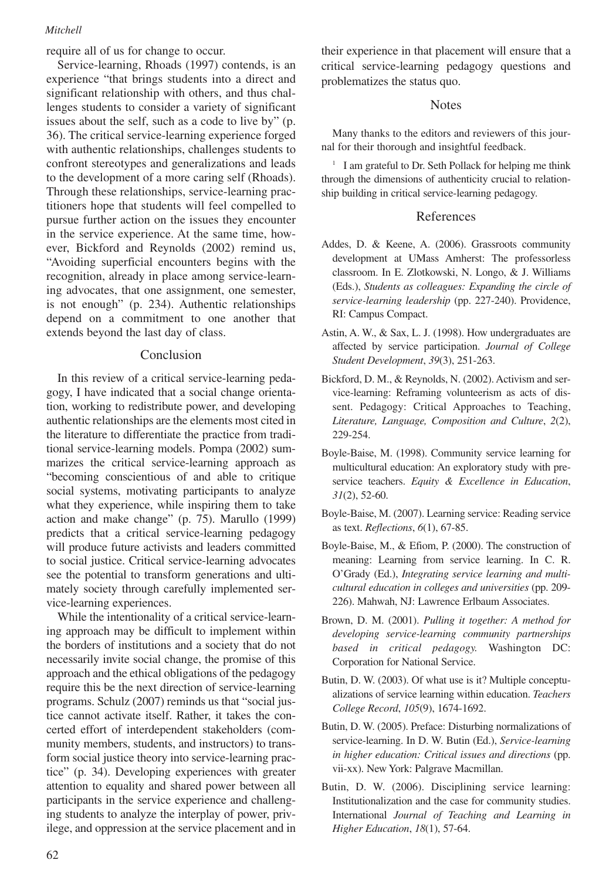require all of us for change to occur.

Service-learning, Rhoads (1997) contends, is an experience "that brings students into a direct and significant relationship with others, and thus challenges students to consider a variety of significant issues about the self, such as a code to live by" (p. 36). The critical service-learning experience forged with authentic relationships, challenges students to confront stereotypes and generalizations and leads to the development of a more caring self (Rhoads). Through these relationships, service-learning practitioners hope that students will feel compelled to pursue further action on the issues they encounter in the service experience. At the same time, however, Bickford and Reynolds (2002) remind us, "Avoiding superficial encounters begins with the recognition, already in place among service-learning advocates, that one assignment, one semester, is not enough" (p. 234). Authentic relationships depend on a commitment to one another that extends beyond the last day of class.

## Conclusion

In this review of a critical service-learning pedagogy, I have indicated that a social change orientation, working to redistribute power, and developing authentic relationships are the elements most cited in the literature to differentiate the practice from traditional service-learning models. Pompa (2002) summarizes the critical service-learning approach as "becoming conscientious of and able to critique social systems, motivating participants to analyze what they experience, while inspiring them to take action and make change" (p. 75). Marullo (1999) predicts that a critical service-learning pedagogy will produce future activists and leaders committed to social justice. Critical service-learning advocates see the potential to transform generations and ultimately society through carefully implemented service-learning experiences.

While the intentionality of a critical service-learning approach may be difficult to implement within the borders of institutions and a society that do not necessarily invite social change, the promise of this approach and the ethical obligations of the pedagogy require this be the next direction of service-learning programs. Schulz (2007) reminds us that "social justice cannot activate itself. Rather, it takes the concerted effort of interdependent stakeholders (community members, students, and instructors) to transform social justice theory into service-learning practice" (p. 34). Developing experiences with greater attention to equality and shared power between all participants in the service experience and challenging students to analyze the interplay of power, privilege, and oppression at the service placement and in their experience in that placement will ensure that a critical service-learning pedagogy questions and problematizes the status quo.

## Notes

Many thanks to the editors and reviewers of this journal for their thorough and insightful feedback.

[1] I am grateful to Dr. Seth Pollack for helping me think through the dimensions of authenticity crucial to relationship building in critical service-learning pedagogy.

## References

Addes, D. & Keene, A. (2006). Grassroots community development at UMass Amherst: The professorless classroom. In E. Zlotkowski, N. Longo, & J. Williams (Eds.), *Students as colleagues: Expanding the circle of service-learning leadership* (pp. 227-240). Providence, RI: Campus Compact.

Astin, A. W., & Sax, L. J. (1998). How undergraduates are affected by service participation. *Journal of College Student Development*, *39*(3), 251-263.

Bickford, D. M., & Reynolds, N. (2002). Activism and service-learning: Reframing volunteerism as acts of dissent. Pedagogy: Critical Approaches to Teaching, *Literature, Language, Composition and Culture*, *2*(2), 229-254.

Boyle-Baise, M. (1998). Community service learning for multicultural education: An exploratory study with preservice teachers. *Equity & Excellence in Education*, *31*(2), 52-60.

Boyle-Baise, M. (2007). Learning service: Reading service as text. *Reflections*, *6*(1), 67-85.

Boyle-Baise, M., & Efiom, P. (2000). The construction of meaning: Learning from service learning. In C. R. O'Grady (Ed.), *Integrating service learning and multicultural education in colleges and universities* (pp. 209-226). Mahwah, NJ: Lawrence Erlbaum Associates.

Brown, D. M. (2001). *Pulling it together: A method for developing service-learning community partnerships based in critical pedagogy.* Washington DC: Corporation for National Service.

Butin, D. W. (2003). Of what use is it? Multiple conceptualizations of service learning within education. *Teachers College Record*, *105*(9), 1674-1692.

Butin, D. W. (2005). Preface: Disturbing normalizations of service-learning. In D. W. Butin (Ed.), *Service-learning in higher education: Critical issues and directions* (pp. vii-xx). New York: Palgrave Macmillan.

Butin, D. W. (2006). Disciplining service learning: Institutionalization and the case for community studies. International *Journal of Teaching and Learning in Higher Education*, *18*(1), 57-64.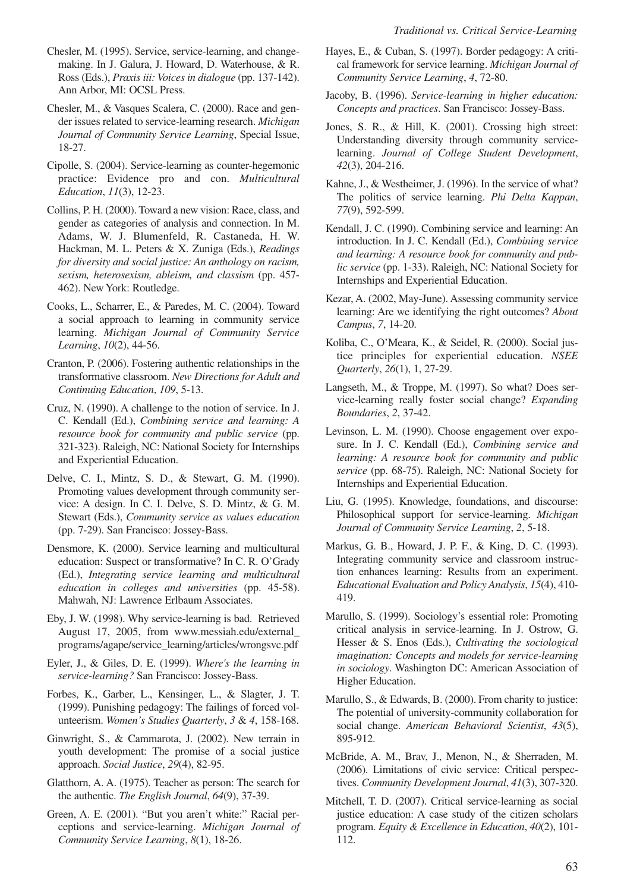Chesler, M. (1995). Service, service-learning, and change-making. In J. Galura, J. Howard, D. Waterhouse, & R. Ross (Eds.), *Praxis iii: Voices in dialogue* (pp. 137-142). Ann Arbor, MI: OCSL Press.

Chesler, M., & Vasques Scalera, C. (2000). Race and gender issues related to service-learning research. *Michigan Journal of Community Service Learning*, Special Issue, 18-27.

Cipolle, S. (2004). Service-learning as counter-hegemonic practice: Evidence pro and con. *Multicultural Education*, *11*(3), 12-23.

Collins, P. H. (2000). Toward a new vision: Race, class, and gender as categories of analysis and connection. In M. Adams, W. J. Blumenfeld, R. Castaneda, H. W. Hackman, M. L. Peters & X. Zuniga (Eds.), *Readings for diversity and social justice: An anthology on racism, sexism, heterosexism, ableism, and classism* (pp. 457-462). New York: Routledge.

Cooks, L., Scharrer, E., & Paredes, M. C. (2004). Toward a social approach to learning in community service learning. *Michigan Journal of Community Service Learning*, *10*(2), 44-56.

Cranton, P. (2006). Fostering authentic relationships in the transformative classroom. *New Directions for Adult and Continuing Education*, *109*, 5-13.

Cruz, N. (1990). A challenge to the notion of service. In J. C. Kendall (Ed.), *Combining service and learning: A resource book for community and public service* (pp. 321-323). Raleigh, NC: National Society for Internships and Experiential Education.

Delve, C. I., Mintz, S. D., & Stewart, G. M. (1990). Promoting values development through community service: A design. In C. I. Delve, S. D. Mintz, & G. M. Stewart (Eds.), *Community service as values education* (pp. 7-29). San Francisco: Jossey-Bass.

Densmore, K. (2000). Service learning and multicultural education: Suspect or transformative? In C. R. O'Grady (Ed.), *Integrating service learning and multicultural education in colleges and universities* (pp. 45-58). Mahwah, NJ: Lawrence Erlbaum Associates.

Eby, J. W. (1998). Why service-learning is bad. Retrieved August 17, 2005, from www.messiah.edu/external_programs/agape/service_learning/articles/wrongsvc.pdf

Eyler, J., & Giles, D. E. (1999). *Where's the learning in service-learning?* San Francisco: Jossey-Bass.

Forbes, K., Garber, L., Kensinger, L., & Slagter, J. T. (1999). Punishing pedagogy: The failings of forced volunteerism. *Women's Studies Quarterly*, *3* & *4*, 158-168.

Ginwright, S., & Cammarota, J. (2002). New terrain in youth development: The promise of a social justice approach. *Social Justice*, *29*(4), 82-95.

Glatthorn, A. A. (1975). Teacher as person: The search for the authentic. *The English Journal*, *64*(9), 37-39.

Green, A. E. (2001). "But you aren't white:" Racial perceptions and service-learning. *Michigan Journal of Community Service Learning*, *8*(1), 18-26.

Hayes, E., & Cuban, S. (1997). Border pedagogy: A critical framework for service learning. *Michigan Journal of Community Service Learning*, *4*, 72-80.

Jacoby, B. (1996). *Service-learning in higher education: Concepts and practices*. San Francisco: Jossey-Bass.

Jones, S. R., & Hill, K. (2001). Crossing high street: Understanding diversity through community service-learning. *Journal of College Student Development*, *42*(3), 204-216.

Kahne, J., & Westheimer, J. (1996). In the service of what? The politics of service learning. *Phi Delta Kappan*, *77*(9), 592-599.

Kendall, J. C. (1990). Combining service and learning: An introduction. In J. C. Kendall (Ed.), *Combining service and learning: A resource book for community and public service* (pp. 1-33). Raleigh, NC: National Society for Internships and Experiential Education.

Kezar, A. (2002, May-June). Assessing community service learning: Are we identifying the right outcomes? *About Campus*, *7*, 14-20.

Koliba, C., O'Meara, K., & Seidel, R. (2000). Social justice principles for experiential education. *NSEE Quarterly*, *26*(1), 1, 27-29.

Langseth, M., & Troppe, M. (1997). So what? Does service-learning really foster social change? *Expanding Boundaries*, *2*, 37-42.

Levinson, L. M. (1990). Choose engagement over exposure. In J. C. Kendall (Ed.), *Combining service and learning: A resource book for community and public service* (pp. 68-75). Raleigh, NC: National Society for Internships and Experiential Education.

Liu, G. (1995). Knowledge, foundations, and discourse: Philosophical support for service-learning. *Michigan Journal of Community Service Learning*, *2*, 5-18.

Markus, G. B., Howard, J. P. F., & King, D. C. (1993). Integrating community service and classroom instruction enhances learning: Results from an experiment. *Educational Evaluation and Policy Analysis*, *15*(4), 410-419.

Marullo, S. (1999). Sociology's essential role: Promoting critical analysis in service-learning. In J. Ostrow, G. Hesser & S. Enos (Eds.), *Cultivating the sociological imagination: Concepts and models for service-learning in sociology*. Washington DC: American Association of Higher Education.

Marullo, S., & Edwards, B. (2000). From charity to justice: The potential of university-community collaboration for social change. *American Behavioral Scientist*, *43*(5), 895-912.

McBride, A. M., Brav, J., Menon, N., & Sherraden, M. (2006). Limitations of civic service: Critical perspectives. *Community Development Journal*, *41*(3), 307-320.

Mitchell, T. D. (2007). Critical service-learning as social justice education: A case study of the citizen scholars program. *Equity & Excellence in Education*, *40*(2), 101-112.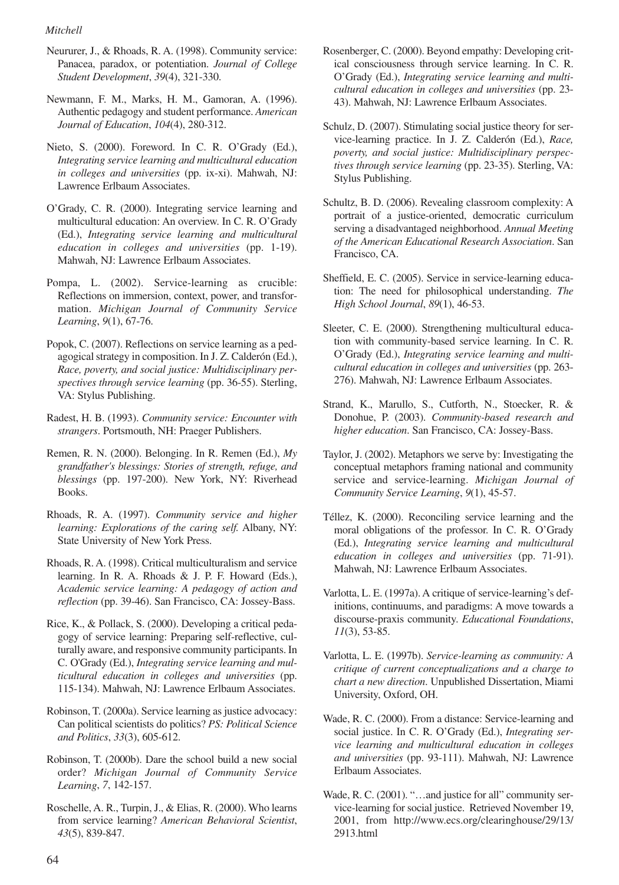Neururer, J., & Rhoads, R. A. (1998). Community service: Panacea, paradox, or potentiation. *Journal of College Student Development*, *39*(4), 321-330.

Newmann, F. M., Marks, H. M., Gamoran, A. (1996). Authentic pedagogy and student performance. *American Journal of Education*, *104*(4), 280-312.

Nieto, S. (2000). Foreword. In C. R. O'Grady (Ed.), *Integrating service learning and multicultural education in colleges and universities* (pp. ix-xi). Mahwah, NJ: Lawrence Erlbaum Associates.

O'Grady, C. R. (2000). Integrating service learning and multicultural education: An overview. In C. R. O'Grady (Ed.), *Integrating service learning and multicultural education in colleges and universities* (pp. 1-19). Mahwah, NJ: Lawrence Erlbaum Associates.

Pompa, L. (2002). Service-learning as crucible: Reflections on immersion, context, power, and transformation. *Michigan Journal of Community Service Learning*, *9*(1), 67-76.

Popok, C. (2007). Reflections on service learning as a pedagogical strategy in composition. In J. Z. Calderón (Ed.), *Race, poverty, and social justice: Multidisciplinary perspectives through service learning* (pp. 36-55). Sterling, VA: Stylus Publishing.

Radest, H. B. (1993). *Community service: Encounter with strangers*. Portsmouth, NH: Praeger Publishers.

Remen, R. N. (2000). Belonging. In R. Remen (Ed.), *My grandfather's blessings: Stories of strength, refuge, and blessings* (pp. 197-200). New York, NY: Riverhead Books.

Rhoads, R. A. (1997). *Community service and higher learning: Explorations of the caring self.* Albany, NY: State University of New York Press.

Rhoads, R. A. (1998). Critical multiculturalism and service learning. In R. A. Rhoads & J. P. F. Howard (Eds.), *Academic service learning: A pedagogy of action and reflection* (pp. 39-46). San Francisco, CA: Jossey-Bass.

Rice, K., & Pollack, S. (2000). Developing a critical pedagogy of service learning: Preparing self-reflective, culturally aware, and responsive community participants. In C. O'Grady (Ed.), *Integrating service learning and multicultural education in colleges and universities* (pp. 115-134). Mahwah, NJ: Lawrence Erlbaum Associates.

Robinson, T. (2000a). Service learning as justice advocacy: Can political scientists do politics? *PS: Political Science and Politics*, *33*(3), 605-612.

Robinson, T. (2000b). Dare the school build a new social order? *Michigan Journal of Community Service Learning*, *7*, 142-157.

Roschelle, A. R., Turpin, J., & Elias, R. (2000). Who learns from service learning? *American Behavioral Scientist*, *43*(5), 839-847.

Rosenberger, C. (2000). Beyond empathy: Developing critical consciousness through service learning. In C. R. O'Grady (Ed.), *Integrating service learning and multicultural education in colleges and universities* (pp. 23-43). Mahwah, NJ: Lawrence Erlbaum Associates.

Schulz, D. (2007). Stimulating social justice theory for service-learning practice. In J. Z. Calderón (Ed.), *Race, poverty, and social justice: Multidisciplinary perspectives through service learning* (pp. 23-35). Sterling, VA: Stylus Publishing.

Schultz, B. D. (2006). Revealing classroom complexity: A portrait of a justice-oriented, democratic curriculum serving a disadvantaged neighborhood. *Annual Meeting of the American Educational Research Association*. San Francisco, CA.

Sheffield, E. C. (2005). Service in service-learning education: The need for philosophical understanding. *The High School Journal*, *89*(1), 46-53.

Sleeter, C. E. (2000). Strengthening multicultural education with community-based service learning. In C. R. O'Grady (Ed.), *Integrating service learning and multicultural education in colleges and universities* (pp. 263-276). Mahwah, NJ: Lawrence Erlbaum Associates.

Strand, K., Marullo, S., Cutforth, N., Stoecker, R. & Donohue, P. (2003). *Community-based research and higher education*. San Francisco, CA: Jossey-Bass.

Taylor, J. (2002). Metaphors we serve by: Investigating the conceptual metaphors framing national and community service and service-learning. *Michigan Journal of Community Service Learning*, *9*(1), 45-57.

Téllez, K. (2000). Reconciling service learning and the moral obligations of the professor. In C. R. O'Grady (Ed.), *Integrating service learning and multicultural education in colleges and universities* (pp. 71-91). Mahwah, NJ: Lawrence Erlbaum Associates.

Varlotta, L. E. (1997a). A critique of service-learning's definitions, continuums, and paradigms: A move towards a discourse-praxis community. *Educational Foundations*, *11*(3), 53-85.

Varlotta, L. E. (1997b). *Service-learning as community: A critique of current conceptualizations and a charge to chart a new direction*. Unpublished Dissertation, Miami University, Oxford, OH.

Wade, R. C. (2000). From a distance: Service-learning and social justice. In C. R. O'Grady (Ed.), *Integrating service learning and multicultural education in colleges and universities* (pp. 93-111). Mahwah, NJ: Lawrence Erlbaum Associates.

Wade, R. C. (2001). "…and justice for all" community service-learning for social justice. Retrieved November 19, 2001, from http://www.ecs.org/clearinghouse/29/13/2913.html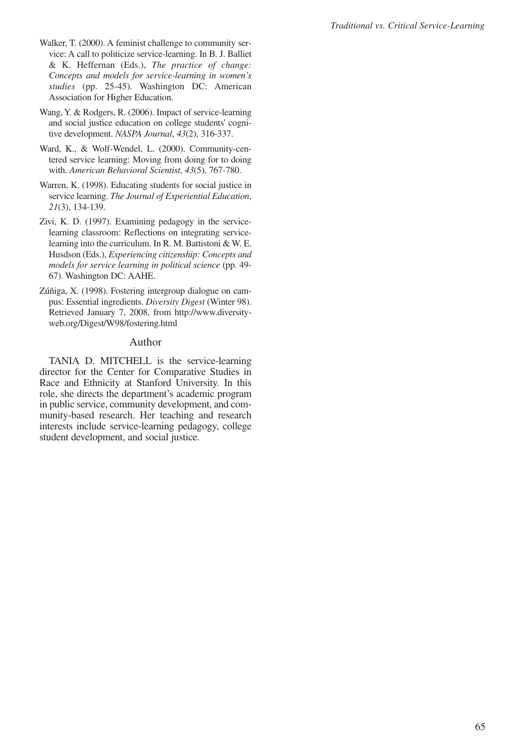Walker, T. (2000). A feminist challenge to community service: A call to politicize service-learning. In B. J. Balliet & K. Heffernan (Eds.), *The practice of change: Concepts and models for service-learning in women's studies* (pp. 25-45). Washington DC: American Association for Higher Education.

Wang, Y. & Rodgers, R. (2006). Impact of service-learning and social justice education on college students' cognitive development. *NASPA Journal*, *43*(2), 316-337.

Ward, K., & Wolf-Wendel, L. (2000). Community-centered service learning: Moving from doing for to doing with. *American Behavioral Scientist*, *43*(5), 767-780.

Warren, K. (1998). Educating students for social justice in service learning. *The Journal of Experiential Education*, *21*(3), 134-139.

Zivi, K. D. (1997). Examining pedagogy in the service-learning classroom: Reflections on integrating service-learning into the curriculum. In R. M. Battistoni & W. E. Husdson (Eds.), *Experiencing citizenship: Concepts and models for service learning in political science* (pp. 49-67). Washington DC: AAHE.

Zúñiga, X. (1998). Fostering intergroup dialogue on campus: Essential ingredients. *Diversity Digest* (Winter 98). Retrieved January 7, 2008, from http://www.diversityweb.org/Digest/W98/fostering.html

## Author

TANIA D. MITCHELL is the service-learning director for the Center for Comparative Studies in Race and Ethnicity at Stanford University. In this role, she directs the department's academic program in public service, community development, and community-based research. Her teaching and research interests include service-learning pedagogy, college student development, and social justice.